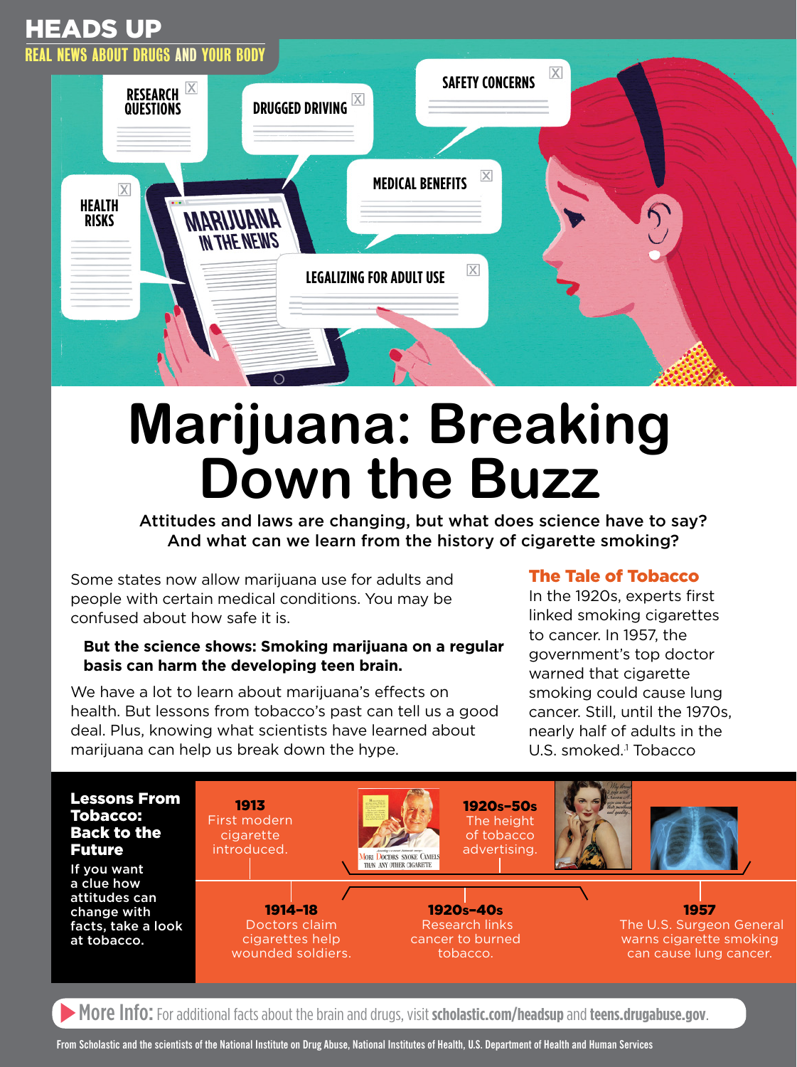HEADS UP

REAL NEWS ABOUT DRUGS AND YOUR BODY

# Marijuana: Breaking Down the Buzz

**Attitudes and laws are changing, but what does science have to say? And what can we learn from the history of cigarette smoking?**

Some states now allow marijuana use for adults and people with certain medical conditions. You may be confused about how safe it is.

**But the science shows: Smoking marijuana on a regular basis can harm the developing teen brain.**

We have a lot to learn about marijuana's effects on health. But lessons from tobacco's past can tell us a good deal. Plus, knowing what scientists have learned about marijuana can help us break down the hype.

## The Tale of Tobacco

In the 1920s, experts first linked smoking cigarettes to cancer. In 1957, the government's top doctor warned that cigarette smoking could cause lung cancer. Still, until the 1970s, nearly half of adults in the U.S. smoked.[1] Tobacco

### Lessons From Tobacco: Back to the Future

If you want a clue how attitudes can change with facts, take a look at tobacco.

- **1913** First modern cigarette introduced.
- **1914–18** Doctors claim cigarettes help wounded soldiers.
- **1920s–50s** The height of tobacco advertising.
- **1920s–40s** Research links cancer to burned tobacco.
- **1957** The U.S. Surgeon General warns cigarette smoking can cause lung cancer.

**More Info:** For additional facts about the brain and drugs, visit **scholastic.com/headsup** and **teens.drugabuse.gov**.

From Scholastic and the scientists of the National Institute on Drug Abuse, National Institutes of Health, U.S. Department of Health and Human Services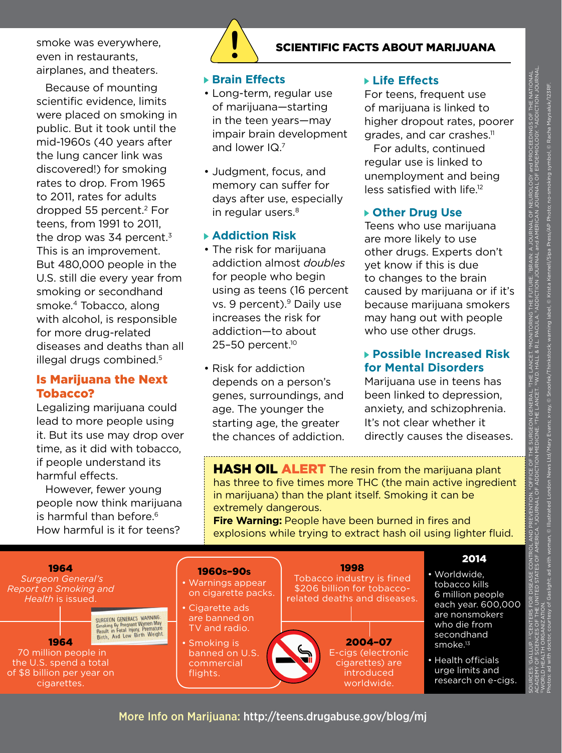smoke was everywhere, even in restaurants, airplanes, and theaters.

Because of mounting scientific evidence, limits were placed on smoking in public. But it took until the mid-1960s (40 years after the lung cancer link was discovered!) for smoking rates to drop. From 1965 to 2011, rates for adults dropped 55 percent.[2] For teens, from 1991 to 2011, the drop was 34 percent.[3] This is an improvement. But 480,000 people in the U.S. still die every year from smoking or secondhand smoke.[4] Tobacco, along with alcohol, is responsible for more drug-related diseases and deaths than all illegal drugs combined.[5]

## Is Marijuana the Next Tobacco?

Legalizing marijuana could lead to more people using it. But its use may drop over time, as it did with tobacco, if people understand its harmful effects.

However, fewer young people now think marijuana is harmful than before.[6] How harmful is it for teens?

## SCIENTIFIC FACTS ABOUT MARIJUANA

### Brain Effects

- Long-term, regular use of marijuana—starting in the teen years—may impair brain development and lower IQ.[7]
- Judgment, focus, and memory can suffer for days after use, especially in regular users.[8]

### Addiction Risk

- The risk for marijuana addiction almost *doubles* for people who begin using as teens (16 percent vs. 9 percent).[9] Daily use increases the risk for addiction—to about 25–50 percent.[10]
- Risk for addiction depends on a person's genes, surroundings, and age. The younger the starting age, the greater the chances of addiction.

### Life Effects

For teens, frequent use of marijuana is linked to higher dropout rates, poorer grades, and car crashes.[11]

For adults, continued regular use is linked to unemployment and being less satisfied with life.[12]

### Other Drug Use

Teens who use marijuana are more likely to use other drugs. Experts don't yet know if this is due to changes to the brain caused by marijuana or if it's because marijuana smokers may hang out with people who use other drugs.

### Possible Increased Risk for Mental Disorders

Marijuana use in teens has been linked to depression, anxiety, and schizophrenia. It's not clear whether it directly causes the diseases.

**HASH OIL ALERT** The resin from the marijuana plant has three to five times more THC (the main active ingredient in marijuana) than the plant itself. Smoking it can be extremely dangerous.

**Fire Warning:** People have been burned in fires and explosions while trying to extract hash oil using lighter fluid.

**1964**
*Surgeon General's Report on Smoking and Health* is issued.

SURGEON GENERAL'S WARNING: Smoking By Pregnant Women May Result in Fetal Injury, Premature Birth, And Low Birth Weight.

**1964**
70 million people in the U.S. spend a total of $8 billion per year on cigarettes.

**1960s–90s**
- Warnings appear on cigarette packs.
- Cigarette ads are banned on TV and radio.
- Smoking is banned on U.S. commercial flights.

**1998**
Tobacco industry is fined $206 billion for tobacco-related deaths and diseases.

**2004–07**
E-cigs (electronic cigarettes) are introduced worldwide.

**2014**
- Worldwide, tobacco kills 6 million people each year. 600,000 are nonsmokers who die from secondhand smoke.[13]
- Health officials urge limits and research on e-cigs.

SOURCES: [1]GALLUP; [2,4]CENTERS FOR DISEASE CONTROL AND PREVENTION; [3]OFFICE OF THE SURGEON GENERAL; [5]THE LANCET; [6]MONITORING THE FUTURE; [7]BRAIN: A JOURNAL OF NEUROLOGY and PROCEEDINGS OF THE NATIONAL ACADEMY OF SCIENCES OF THE UNITED STATES OF AMERICA; [8]JOURNAL OF ADDICTION MEDICINE; [9]THE LANCET; [10]W.D. HALL & R.L. PACULA; [11]ADDICTION JOURNAL and AMERICAN JOURNAL OF EPIDEMIOLOGY; [12]ADDICTION JOURNAL; [13]WORLD HEALTH ORGANIZATION.

Photos: ad with doctor, courtesy of Gaslight; ad with woman, © Illustrated London News Ltd/Mary Evans; x-ray, © Snoofek/Thinkstock; warning label, © Krista Kennell/Sipa Press/AP Photo; no-smoking symbol, © Racha Maysaluk/123RF.

More Info on Marijuana: http://teens.drugabuse.gov/blog/mj